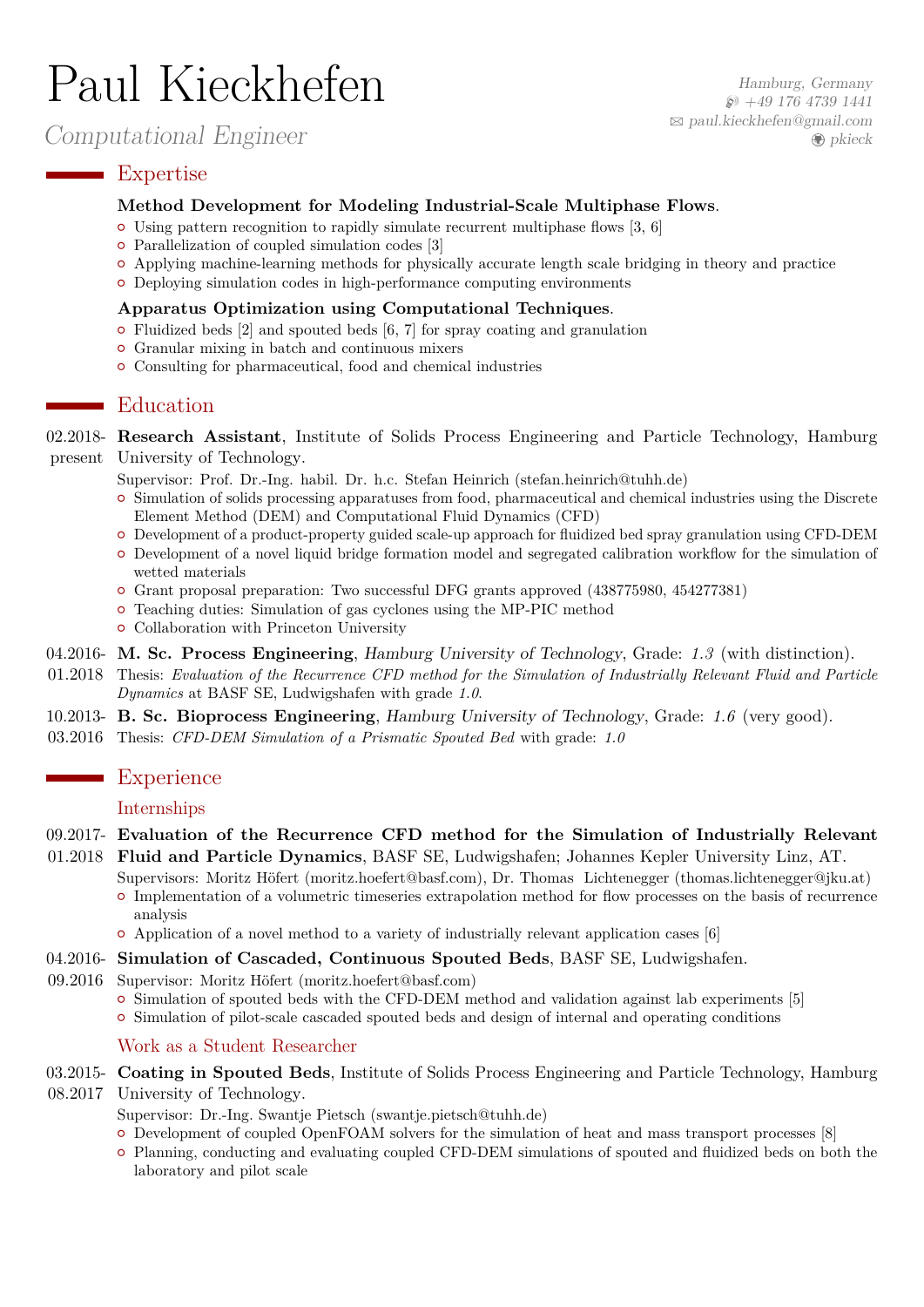# Paul Kieckhefen

*Computational Engineer*

Hamburg, Germany
+49 176 4739 1441
paul.kieckhefen@gmail.com
pkieck

## Expertise

**Method Development for Modeling Industrial-Scale Multiphase Flows**.

- Using pattern recognition to rapidly simulate recurrent multiphase flows [3, 6]
- Parallelization of coupled simulation codes [3]
- Applying machine-learning methods for physically accurate length scale bridging in theory and practice
- Deploying simulation codes in high-performance computing environments

**Apparatus Optimization using Computational Techniques**.

- Fluidized beds [2] and spouted beds [6, 7] for spray coating and granulation
- Granular mixing in batch and continuous mixers
- Consulting for pharmaceutical, food and chemical industries

## Education

**02.2018–present** — **Research Assistant**, Institute of Solids Process Engineering and Particle Technology, Hamburg University of Technology.

Supervisor: Prof. Dr.-Ing. habil. Dr. h.c. Stefan Heinrich (stefan.heinrich@tuhh.de)

- Simulation of solids processing apparatuses from food, pharmaceutical and chemical industries using the Discrete Element Method (DEM) and Computational Fluid Dynamics (CFD)
- Development of a product-property guided scale-up approach for fluidized bed spray granulation using CFD-DEM
- Development of a novel liquid bridge formation model and segregated calibration workflow for the simulation of wetted materials
- Grant proposal preparation: Two successful DFG grants approved (438775980, 454277381)
- Teaching duties: Simulation of gas cyclones using the MP-PIC method
- Collaboration with Princeton University

**04.2016–01.2018** — **M. Sc. Process Engineering**, *Hamburg University of Technology*, Grade: *1.3* (with distinction).
Thesis: *Evaluation of the Recurrence CFD method for the Simulation of Industrially Relevant Fluid and Particle Dynamics* at BASF SE, Ludwigshafen with grade *1.0*.

**10.2013–03.2016** — **B. Sc. Bioprocess Engineering**, *Hamburg University of Technology*, Grade: *1.6* (very good).
Thesis: *CFD-DEM Simulation of a Prismatic Spouted Bed* with grade: *1.0*

## Experience

### Internships

**09.2017–01.2018** — **Evaluation of the Recurrence CFD method for the Simulation of Industrially Relevant Fluid and Particle Dynamics**, BASF SE, Ludwigshafen; Johannes Kepler University Linz, AT.

Supervisors: Moritz Höfert (moritz.hoefert@basf.com), Dr. Thomas Lichtenegger (thomas.lichtenegger@jku.at)

- Implementation of a volumetric timeseries extrapolation method for flow processes on the basis of recurrence analysis
- Application of a novel method to a variety of industrially relevant application cases [6]

**04.2016–09.2016** — **Simulation of Cascaded, Continuous Spouted Beds**, BASF SE, Ludwigshafen.

Supervisor: Moritz Höfert (moritz.hoefert@basf.com)

- Simulation of spouted beds with the CFD-DEM method and validation against lab experiments [5]
- Simulation of pilot-scale cascaded spouted beds and design of internal and operating conditions

### Work as a Student Researcher

**03.2015–08.2017** — **Coating in Spouted Beds**, Institute of Solids Process Engineering and Particle Technology, Hamburg University of Technology.

Supervisor: Dr.-Ing. Swantje Pietsch (swantje.pietsch@tuhh.de)

- Development of coupled OpenFOAM solvers for the simulation of heat and mass transport processes [8]
- Planning, conducting and evaluating coupled CFD-DEM simulations of spouted and fluidized beds on both the laboratory and pilot scale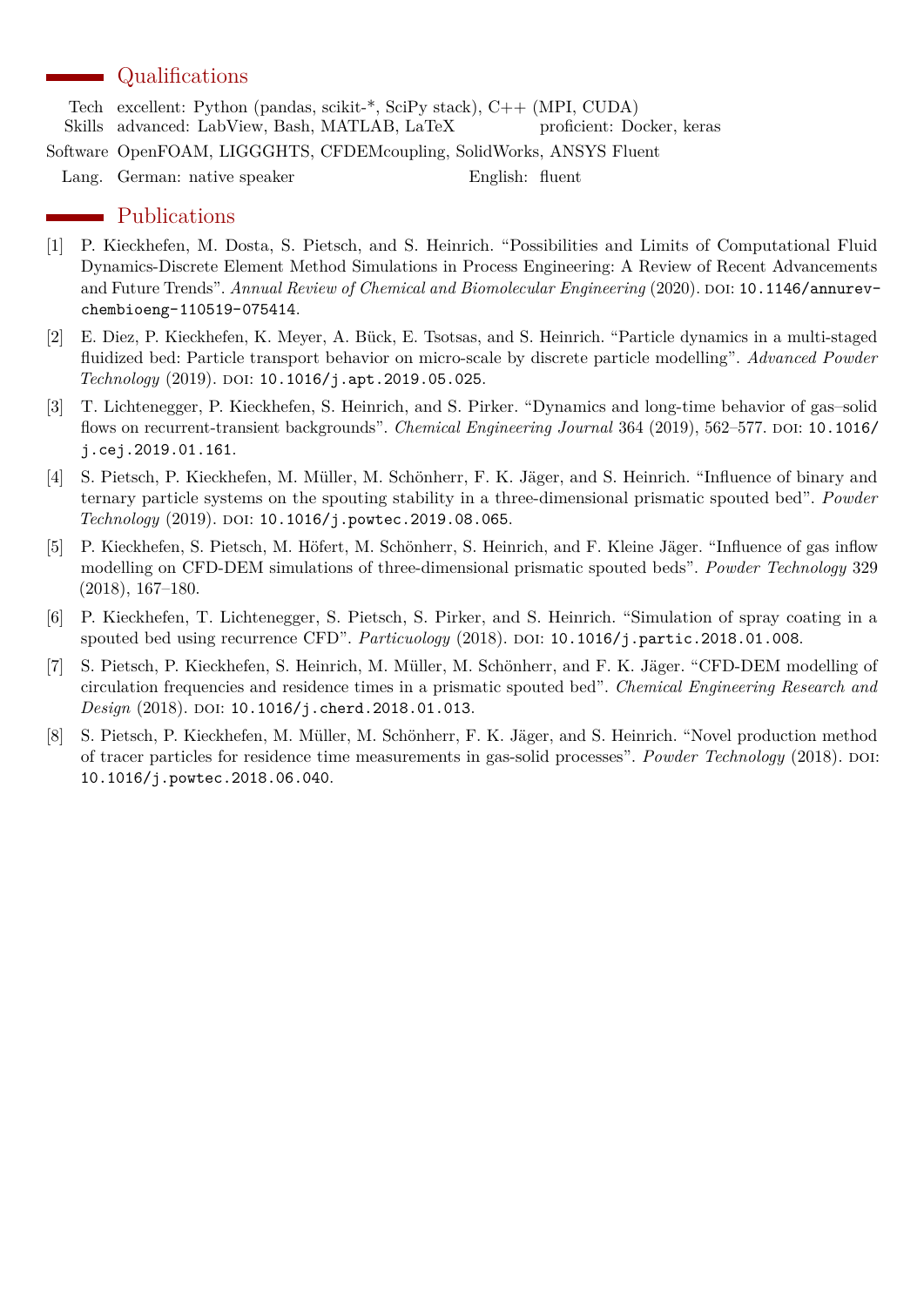## Qualifications

| | |
|---|---|
| Tech Skills | excellent: Python (pandas, scikit-*, SciPy stack), C++ (MPI, CUDA) |
| | advanced: LabView, Bash, MATLAB, LaTeX proficient: Docker, keras |
| Software | OpenFOAM, LIGGGHTS, CFDEMcoupling, SolidWorks, ANSYS Fluent |
| Lang. | German: native speaker English: fluent |

## Publications

[1] P. Kieckhefen, M. Dosta, S. Pietsch, and S. Heinrich. "Possibilities and Limits of Computational Fluid Dynamics-Discrete Element Method Simulations in Process Engineering: A Review of Recent Advancements and Future Trends". *Annual Review of Chemical and Biomolecular Engineering* (2020). DOI: `10.1146/annurev-chembioeng-110519-075414`.

[2] E. Diez, P. Kieckhefen, K. Meyer, A. Bück, E. Tsotsas, and S. Heinrich. "Particle dynamics in a multi-staged fluidized bed: Particle transport behavior on micro-scale by discrete particle modelling". *Advanced Powder Technology* (2019). DOI: `10.1016/j.apt.2019.05.025`.

[3] T. Lichtenegger, P. Kieckhefen, S. Heinrich, and S. Pirker. "Dynamics and long-time behavior of gas–solid flows on recurrent-transient backgrounds". *Chemical Engineering Journal* 364 (2019), 562–577. DOI: `10.1016/j.cej.2019.01.161`.

[4] S. Pietsch, P. Kieckhefen, M. Müller, M. Schönherr, F. K. Jäger, and S. Heinrich. "Influence of binary and ternary particle systems on the spouting stability in a three-dimensional prismatic spouted bed". *Powder Technology* (2019). DOI: `10.1016/j.powtec.2019.08.065`.

[5] P. Kieckhefen, S. Pietsch, M. Höfert, M. Schönherr, S. Heinrich, and F. Kleine Jäger. "Influence of gas inflow modelling on CFD-DEM simulations of three-dimensional prismatic spouted beds". *Powder Technology* 329 (2018), 167–180.

[6] P. Kieckhefen, T. Lichtenegger, S. Pietsch, S. Pirker, and S. Heinrich. "Simulation of spray coating in a spouted bed using recurrence CFD". *Particuology* (2018). DOI: `10.1016/j.partic.2018.01.008`.

[7] S. Pietsch, P. Kieckhefen, S. Heinrich, M. Müller, M. Schönherr, and F. K. Jäger. "CFD-DEM modelling of circulation frequencies and residence times in a prismatic spouted bed". *Chemical Engineering Research and Design* (2018). DOI: `10.1016/j.cherd.2018.01.013`.

[8] S. Pietsch, P. Kieckhefen, M. Müller, M. Schönherr, F. K. Jäger, and S. Heinrich. "Novel production method of tracer particles for residence time measurements in gas-solid processes". *Powder Technology* (2018). DOI: `10.1016/j.powtec.2018.06.040`.